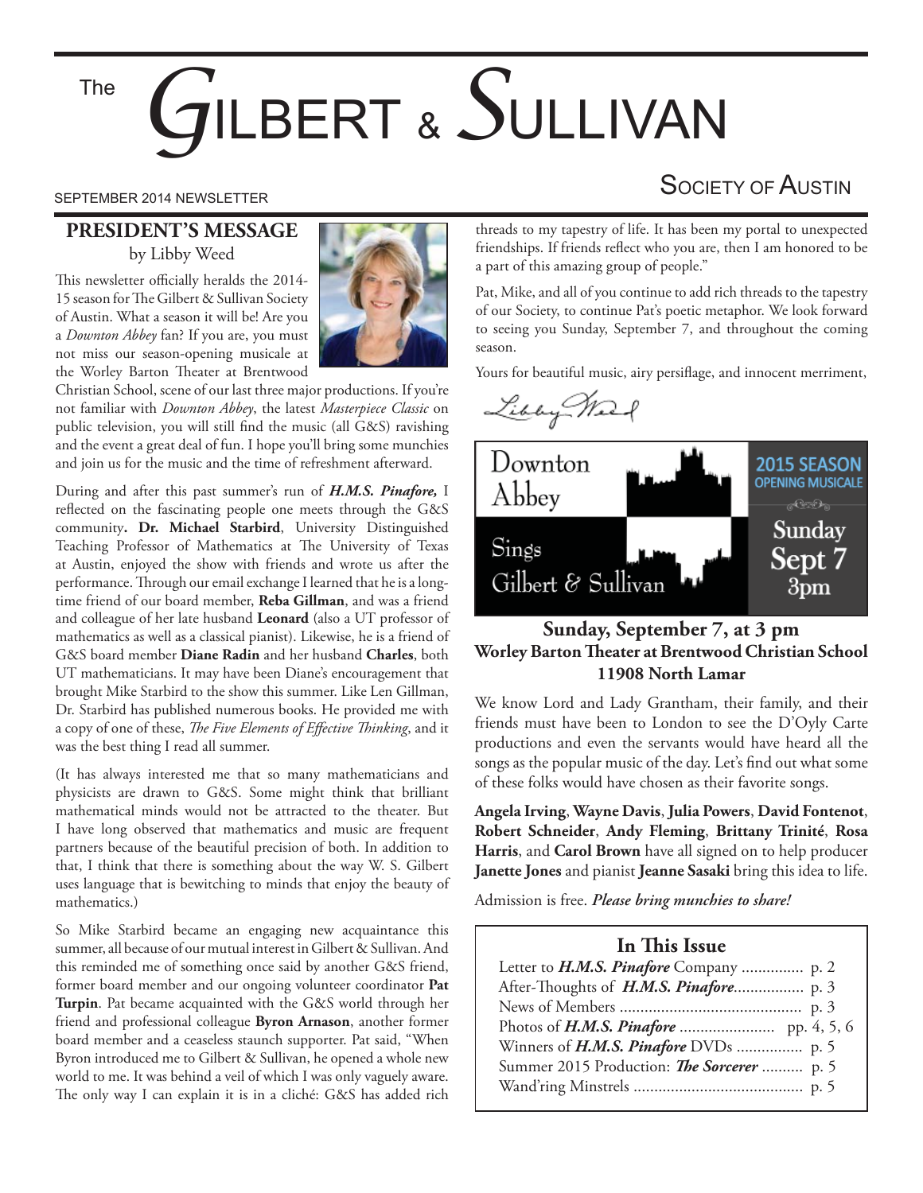# The Gilbert & Sullivan Society of Austin

SEPTEMBER 2014 NEWSLETTER

## PRESIDENT'S MESSAGE

by Libby Weed

This newsletter officially heralds the 2014-15 season for The Gilbert & Sullivan Society of Austin. What a season it will be! Are you a *Downton Abbey* fan? If you are, you must not miss our season-opening musicale at the Worley Barton Theater at Brentwood Christian School, scene of our last three major productions. If you're not familiar with *Downton Abbey*, the latest *Masterpiece Classic* on public television, you will still find the music (all G&S) ravishing and the event a great deal of fun. I hope you'll bring some munchies and join us for the music and the time of refreshment afterward.

During and after this past summer's run of ***H.M.S. Pinafore,*** I reflected on the fascinating people one meets through the G&S community**. Dr. Michael Starbird**, University Distinguished Teaching Professor of Mathematics at The University of Texas at Austin, enjoyed the show with friends and wrote us after the performance. Through our email exchange I learned that he is a long-time friend of our board member, **Reba Gillman**, and was a friend and colleague of her late husband **Leonard** (also a UT professor of mathematics as well as a classical pianist). Likewise, he is a friend of G&S board member **Diane Radin** and her husband **Charles**, both UT mathematicians. It may have been Diane's encouragement that brought Mike Starbird to the show this summer. Like Len Gillman, Dr. Starbird has published numerous books. He provided me with a copy of one of these, *The Five Elements of Effective Thinking*, and it was the best thing I read all summer.

(It has always interested me that so many mathematicians and physicists are drawn to G&S. Some might think that brilliant mathematical minds would not be attracted to the theater. But I have long observed that mathematics and music are frequent partners because of the beautiful precision of both. In addition to that, I think that there is something about the way W. S. Gilbert uses language that is bewitching to minds that enjoy the beauty of mathematics.)

So Mike Starbird became an engaging new acquaintance this summer, all because of our mutual interest in Gilbert & Sullivan. And this reminded me of something once said by another G&S friend, former board member and our ongoing volunteer coordinator **Pat Turpin**. Pat became acquainted with the G&S world through her friend and professional colleague **Byron Arnason**, another former board member and a ceaseless staunch supporter. Pat said, "When Byron introduced me to Gilbert & Sullivan, he opened a whole new world to me. It was behind a veil of which I was only vaguely aware. The only way I can explain it is in a cliché: G&S has added rich threads to my tapestry of life. It has been my portal to unexpected friendships. If friends reflect who you are, then I am honored to be a part of this amazing group of people."

Pat, Mike, and all of you continue to add rich threads to the tapestry of our Society, to continue Pat's poetic metaphor. We look forward to seeing you Sunday, September 7, and throughout the coming season.

Yours for beautiful music, airy persiflage, and innocent merriment,

Libby Weed

---

Downton Abbey Sings Gilbert & Sullivan

2015 SEASON OPENING MUSICALE

Sunday Sept 7 3pm

### Sunday, September 7, at 3 pm
### Worley Barton Theater at Brentwood Christian School
### 11908 North Lamar

We know Lord and Lady Grantham, their family, and their friends must have been to London to see the D'Oyly Carte productions and even the servants would have heard all the songs as the popular music of the day. Let's find out what some of these folks would have chosen as their favorite songs.

**Angela Irving**, **Wayne Davis**, **Julia Powers**, **David Fontenot**, **Robert Schneider**, **Andy Fleming**, **Brittany Trinité**, **Rosa Harris**, and **Carol Brown** have all signed on to help producer **Janette Jones** and pianist **Jeanne Sasaki** bring this idea to life.

Admission is free. ***Please bring munchies to share!***

---

### In This Issue

- Letter to ***H.M.S. Pinafore*** Company ............... p. 2
- After-Thoughts of ***H.M.S. Pinafore***................. p. 3
- News of Members ........................................... p. 3
- Photos of ***H.M.S. Pinafore*** ....................... pp. 4, 5, 6
- Winners of ***H.M.S. Pinafore*** DVDs ................ p. 5
- Summer 2015 Production: ***The Sorcerer*** .......... p. 5
- Wand'ring Minstrels ........................................ p. 5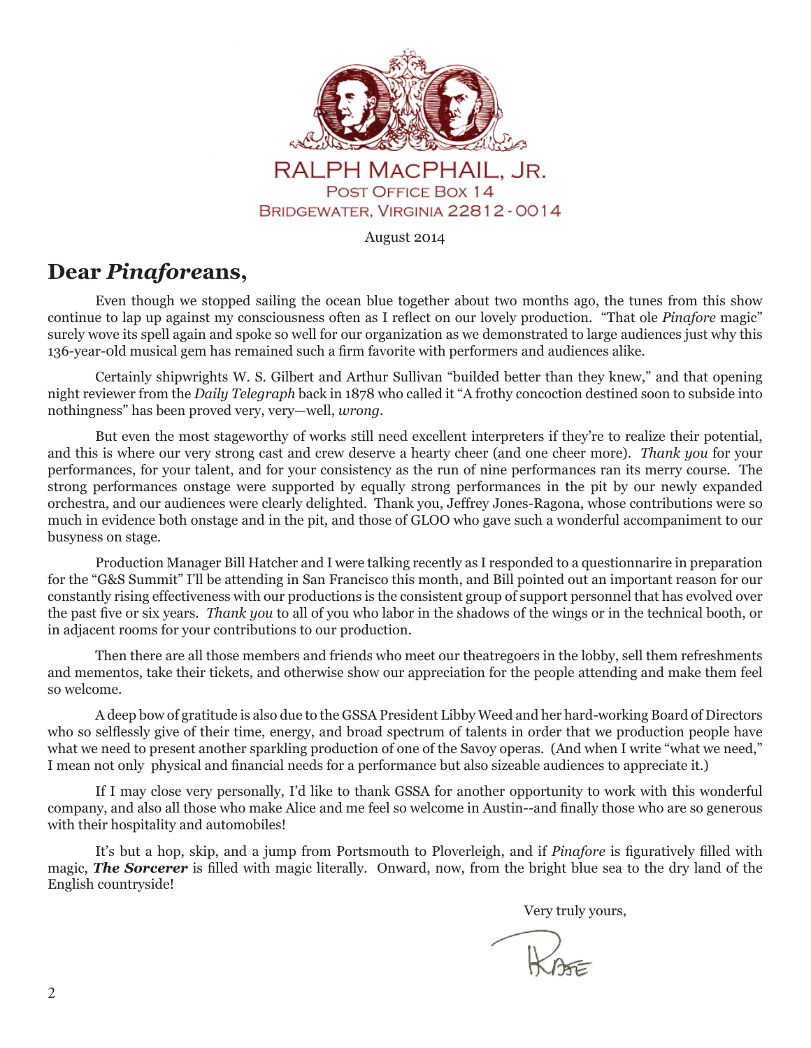RALPH MACPHAIL, JR.
POST OFFICE BOX 14
BRIDGEWATER, VIRGINIA 22812 - 0014

August 2014

## Dear *Pinafore*ans,

Even though we stopped sailing the ocean blue together about two months ago, the tunes from this show continue to lap up against my consciousness often as I reflect on our lovely production. "That ole *Pinafore* magic" surely wove its spell again and spoke so well for our organization as we demonstrated to large audiences just why this 136-year-old musical gem has remained such a firm favorite with performers and audiences alike.

Certainly shipwrights W. S. Gilbert and Arthur Sullivan "builded better than they knew," and that opening night reviewer from the *Daily Telegraph* back in 1878 who called it "A frothy concoction destined soon to subside into nothingness" has been proved very, very—well, *wrong*.

But even the most stageworthy of works still need excellent interpreters if they're to realize their potential, and this is where our very strong cast and crew deserve a hearty cheer (and one cheer more). *Thank you* for your performances, for your talent, and for your consistency as the run of nine performances ran its merry course. The strong performances onstage were supported by equally strong performances in the pit by our newly expanded orchestra, and our audiences were clearly delighted. Thank you, Jeffrey Jones-Ragona, whose contributions were so much in evidence both onstage and in the pit, and those of GLOO who gave such a wonderful accompaniment to our busyness on stage.

Production Manager Bill Hatcher and I were talking recently as I responded to a questionnarire in preparation for the "G&S Summit" I'll be attending in San Francisco this month, and Bill pointed out an important reason for our constantly rising effectiveness with our productions is the consistent group of support personnel that has evolved over the past five or six years. *Thank you* to all of you who labor in the shadows of the wings or in the technical booth, or in adjacent rooms for your contributions to our production.

Then there are all those members and friends who meet our theatregoers in the lobby, sell them refreshments and mementos, take their tickets, and otherwise show our appreciation for the people attending and make them feel so welcome.

A deep bow of gratitude is also due to the GSSA President Libby Weed and her hard-working Board of Directors who so selflessly give of their time, energy, and broad spectrum of talents in order that we production people have what we need to present another sparkling production of one of the Savoy operas. (And when I write "what we need," I mean not only physical and financial needs for a performance but also sizeable audiences to appreciate it.)

If I may close very personally, I'd like to thank GSSA for another opportunity to work with this wonderful company, and also all those who make Alice and me feel so welcome in Austin--and finally those who are so generous with their hospitality and automobiles!

It's but a hop, skip, and a jump from Portsmouth to Ploverleigh, and if *Pinafore* is figuratively filled with magic, ***The Sorcerer*** is filled with magic literally. Onward, now, from the bright blue sea to the dry land of the English countryside!

Very truly yours,

Rafe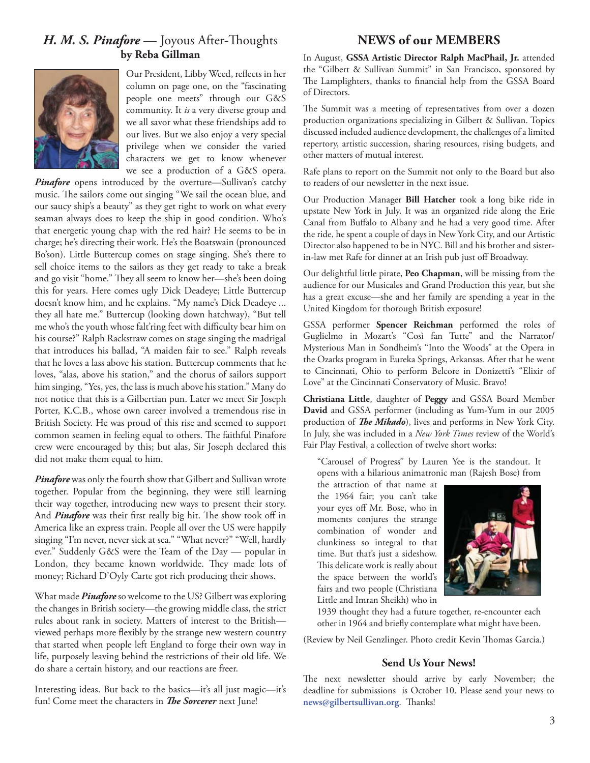## *H. M. S. Pinafore* — Joyous After-Thoughts

**by Reba Gillman**

Our President, Libby Weed, reflects in her column on page one, on the "fascinating people one meets" through our G&S community. It *is* a very diverse group and we all savor what these friendships add to our lives. But we also enjoy a very special privilege when we consider the varied characters we get to know whenever we see a production of a G&S opera. ***Pinafore*** opens introduced by the overture—Sullivan's catchy music. The sailors come out singing "We sail the ocean blue, and our saucy ship's a beauty" as they get right to work on what every seaman always does to keep the ship in good condition. Who's that energetic young chap with the red hair? He seems to be in charge; he's directing their work. He's the Boatswain (pronounced Bo'son). Little Buttercup comes on stage singing. She's there to sell choice items to the sailors as they get ready to take a break and go visit "home." They all seem to know her—she's been doing this for years. Here comes ugly Dick Deadeye; Little Buttercup doesn't know him, and he explains. "My name's Dick Deadeye ... they all hate me." Buttercup (looking down hatchway), "But tell me who's the youth whose falt'ring feet with difficulty bear him on his course?" Ralph Rackstraw comes on stage singing the madrigal that introduces his ballad, "A maiden fair to see." Ralph reveals that he loves a lass above his station. Buttercup comments that he loves, "alas, above his station," and the chorus of sailors support him singing, "Yes, yes, the lass is much above his station." Many do not notice that this is a Gilbertian pun. Later we meet Sir Joseph Porter, K.C.B., whose own career involved a tremendous rise in British Society. He was proud of this rise and seemed to support common seamen in feeling equal to others. The faithful Pinafore crew were encouraged by this; but alas, Sir Joseph declared this did not make them equal to him.

***Pinafore*** was only the fourth show that Gilbert and Sullivan wrote together. Popular from the beginning, they were still learning their way together, introducing new ways to present their story. And ***Pinafore*** was their first really big hit. The show took off in America like an express train. People all over the US were happily singing "I'm never, never sick at sea." "What never?" "Well, hardly ever." Suddenly G&S were the Team of the Day — popular in London, they became known worldwide. They made lots of money; Richard D'Oyly Carte got rich producing their shows.

What made ***Pinafore*** so welcome to the US? Gilbert was exploring the changes in British society—the growing middle class, the strict rules about rank in society. Matters of interest to the British—viewed perhaps more flexibly by the strange new western country that started when people left England to forge their own way in life, purposely leaving behind the restrictions of their old life. We do share a certain history, and our reactions are freer.

Interesting ideas. But back to the basics—it's all just magic—it's fun! Come meet the characters in ***The Sorcerer*** next June!

## NEWS of our MEMBERS

In August, **GSSA Artistic Director Ralph MacPhail, Jr.** attended the "Gilbert & Sullivan Summit" in San Francisco, sponsored by The Lamplighters, thanks to financial help from the GSSA Board of Directors.

The Summit was a meeting of representatives from over a dozen production organizations specializing in Gilbert & Sullivan. Topics discussed included audience development, the challenges of a limited repertory, artistic succession, sharing resources, rising budgets, and other matters of mutual interest.

Rafe plans to report on the Summit not only to the Board but also to readers of our newsletter in the next issue.

Our Production Manager **Bill Hatcher** took a long bike ride in upstate New York in July. It was an organized ride along the Erie Canal from Buffalo to Albany and he had a very good time. After the ride, he spent a couple of days in New York City, and our Artistic Director also happened to be in NYC. Bill and his brother and sister-in-law met Rafe for dinner at an Irish pub just off Broadway.

Our delightful little pirate, **Peo Chapman**, will be missing from the audience for our Musicales and Grand Production this year, but she has a great excuse—she and her family are spending a year in the United Kingdom for thorough British exposure!

GSSA performer **Spencer Reichman** performed the roles of Guglielmo in Mozart's "Così fan Tutte" and the Narrator/Mysterious Man in Sondheim's "Into the Woods" at the Opera in the Ozarks program in Eureka Springs, Arkansas. After that he went to Cincinnati, Ohio to perform Belcore in Donizetti's "Elixir of Love" at the Cincinnati Conservatory of Music. Bravo!

**Christiana Little**, daughter of **Peggy** and GSSA Board Member **David** and GSSA performer (including as Yum-Yum in our 2005 production of ***The Mikado***), lives and performs in New York City. In July, she was included in a *New York Times* review of the World's Fair Play Festival, a collection of twelve short works:

> "Carousel of Progress" by Lauren Yee is the standout. It opens with a hilarious animatronic man (Rajesh Bose) from the attraction of that name at the 1964 fair; you can't take your eyes off Mr. Bose, who in moments conjures the strange combination of wonder and clunkiness so integral to that time. But that's just a sideshow. This delicate work is really about the space between the world's fairs and two people (Christiana Little and Imran Sheikh) who in 1939 thought they had a future together, re-encounter each other in 1964 and briefly contemplate what might have been.

(Review by Neil Genzlinger. Photo credit Kevin Thomas Garcia.)

### Send Us Your News!

The next newsletter should arrive by early November; the deadline for submissions is October 10. Please send your news to **news@gilbertsullivan.org**. Thanks!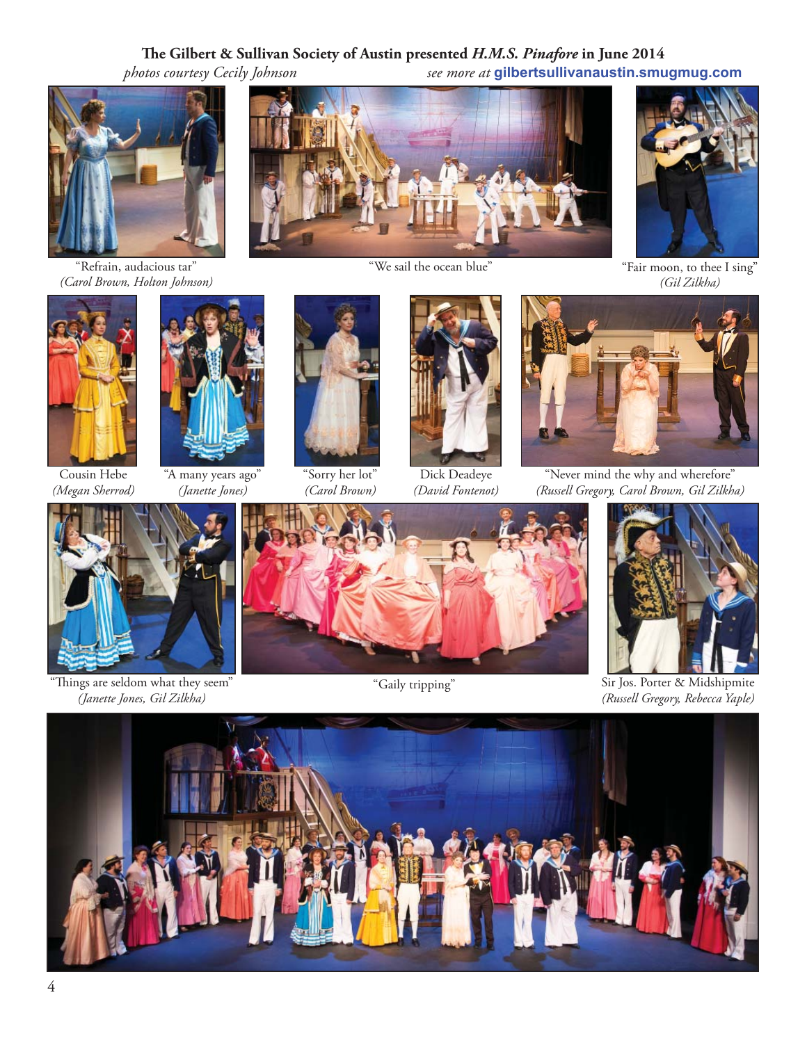**The Gilbert & Sullivan Society of Austin presented *H.M.S. Pinafore* in June 2014**

*photos courtesy Cecily Johnson* *see more at* **gilbertsullivanaustin.smugmug.com**

"Refrain, audacious tar"
*(Carol Brown, Holton Johnson)*

"We sail the ocean blue"

"Fair moon, to thee I sing"
*(Gil Zilkha)*

Cousin Hebe
*(Megan Sherrod)*

"A many years ago"
*(Janette Jones)*

"Sorry her lot"
*(Carol Brown)*

Dick Deadeye
*(David Fontenot)*

"Never mind the why and wherefore"
*(Russell Gregory, Carol Brown, Gil Zilkha)*

"Things are seldom what they seem"
*(Janette Jones, Gil Zilkha)*

"Gaily tripping"

Sir Jos. Porter & Midshipmite
*(Russell Gregory, Rebecca Yaple)*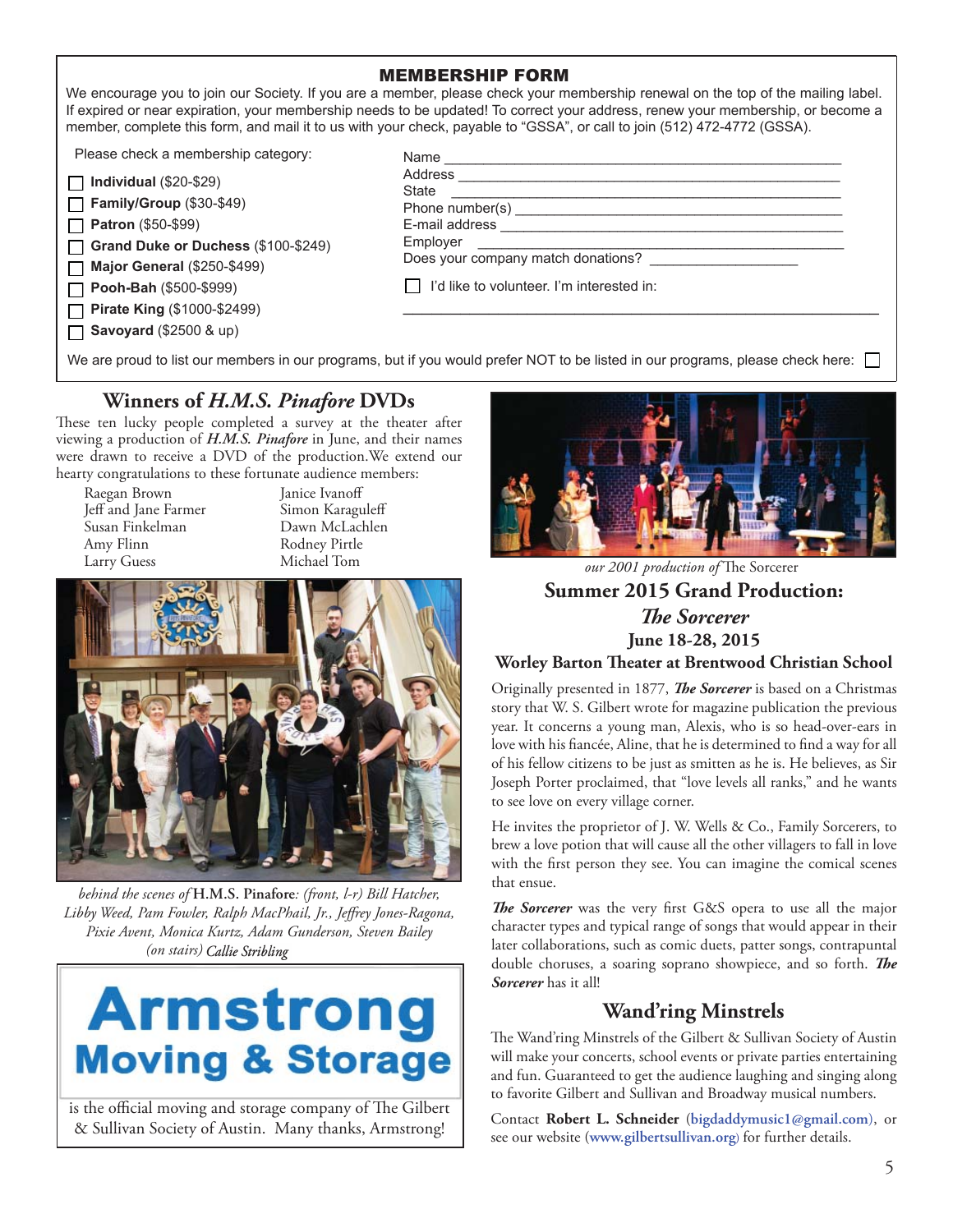## MEMBERSHIP FORM

We encourage you to join our Society. If you are a member, please check your membership renewal on the top of the mailing label. If expired or near expiration, your membership needs to be updated! To correct your address, renew your membership, or become a member, complete this form, and mail it to us with your check, payable to "GSSA", or call to join (512) 472-4772 (GSSA).

Please check a membership category:

- ☐ **Individual** ($20-$29)
- ☐ **Family/Group** ($30-$49)
- ☐ **Patron** ($50-$99)
- ☐ **Grand Duke or Duchess** ($100-$249)
- ☐ **Major General** ($250-$499)
- ☐ **Pooh-Bah** ($500-$999)
- ☐ **Pirate King** ($1000-$2499)
- ☐ **Savoyard** ($2500 & up)

Name ______________________________

Address ______________________________

State ______________________________

Phone number(s) ______________________________

E-mail address ______________________________

Employer ______________________________

Does your company match donations? ____________

☐ I'd like to volunteer. I'm interested in:

______________________________

We are proud to list our members in our programs, but if you would prefer NOT to be listed in our programs, please check here: ☐

## Winners of *H.M.S. Pinafore* DVDs

These ten lucky people completed a survey at the theater after viewing a production of ***H.M.S. Pinafore*** in June, and their names were drawn to receive a DVD of the production. We extend our hearty congratulations to these fortunate audience members:

| | |
|---|---|
| Raegan Brown | Janice Ivanoff |
| Jeff and Jane Farmer | Simon Karaguleff |
| Susan Finkelman | Dawn McLachlen |
| Amy Flinn | Rodney Pirtle |
| Larry Guess | Michael Tom |

*behind the scenes of* **H.M.S. Pinafore***: (front, l-r) Bill Hatcher, Libby Weed, Pam Fowler, Ralph MacPhail, Jr., Jeffrey Jones-Ragona, Pixie Avent, Monica Kurtz, Adam Gunderson, Steven Bailey (on stairs) Callie Stribling*

**Armstrong Moving & Storage**

is the official moving and storage company of The Gilbert & Sullivan Society of Austin. Many thanks, Armstrong!

*our 2001 production of* The Sorcerer

## Summer 2015 Grand Production: *The Sorcerer*

### June 18-28, 2015

### Worley Barton Theater at Brentwood Christian School

Originally presented in 1877, ***The Sorcerer*** is based on a Christmas story that W. S. Gilbert wrote for magazine publication the previous year. It concerns a young man, Alexis, who is so head-over-ears in love with his fiancée, Aline, that he is determined to find a way for all of his fellow citizens to be just as smitten as he is. He believes, as Sir Joseph Porter proclaimed, that "love levels all ranks," and he wants to see love on every village corner.

He invites the proprietor of J. W. Wells & Co., Family Sorcerers, to brew a love potion that will cause all the other villagers to fall in love with the first person they see. You can imagine the comical scenes that ensue.

***The Sorcerer*** was the very first G&S opera to use all the major character types and typical range of songs that would appear in their later collaborations, such as comic duets, patter songs, contrapuntal double choruses, a soaring soprano showpiece, and so forth. ***The Sorcerer*** has it all!

## Wand'ring Minstrels

The Wand'ring Minstrels of the Gilbert & Sullivan Society of Austin will make your concerts, school events or private parties entertaining and fun. Guaranteed to get the audience laughing and singing along to favorite Gilbert and Sullivan and Broadway musical numbers.

Contact **Robert L. Schneider** (**bigdaddymusic1@gmail.com**), or see our website (**www.gilbertsullivan.org**) for further details.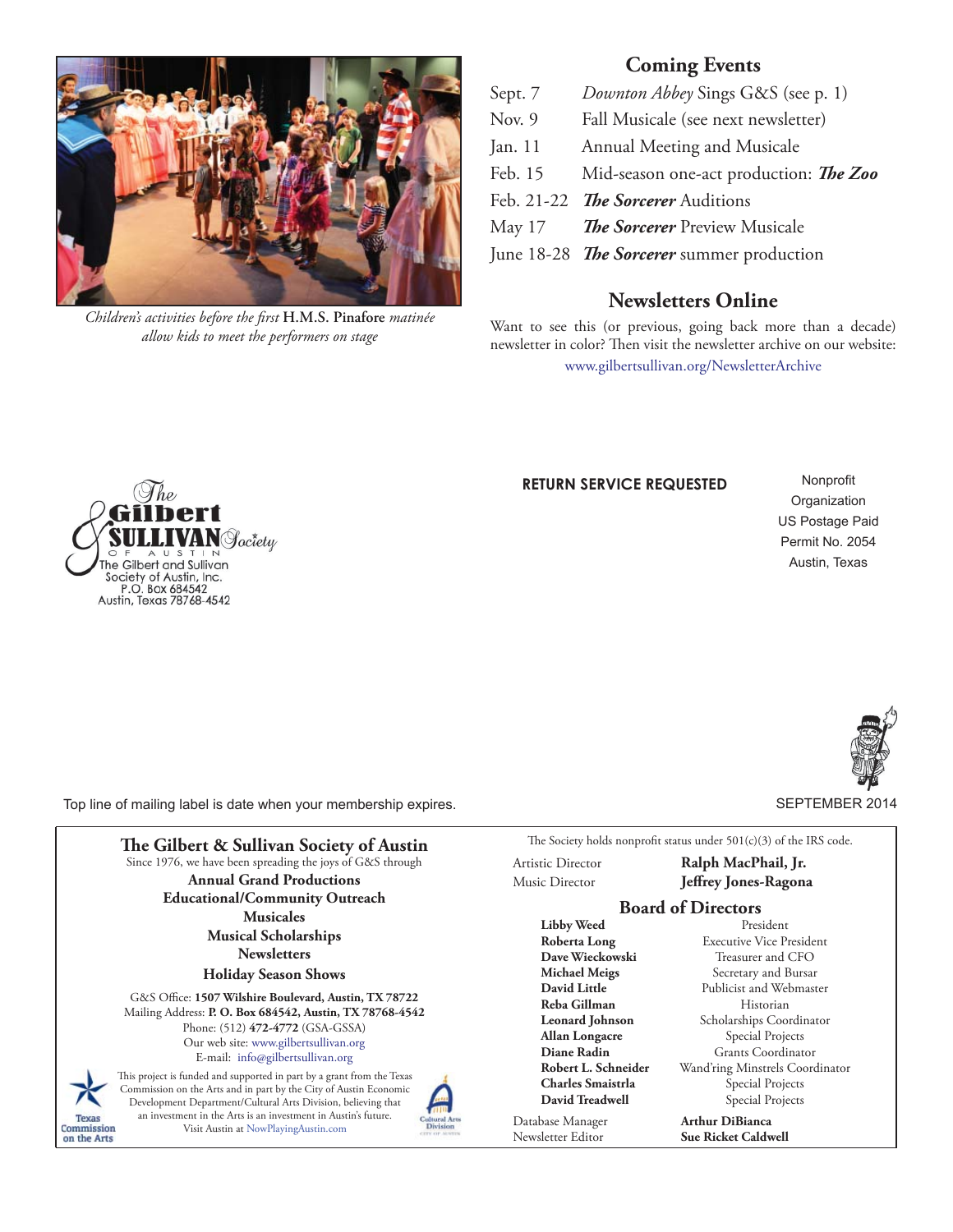*Children's activities before the first* **H.M.S. Pinafore** *matinée allow kids to meet the performers on stage*

## Coming Events

| | |
|---|---|
| Sept. 7 | *Downton Abbey* Sings G&S (see p. 1) |
| Nov. 9 | Fall Musicale (see next newsletter) |
| Jan. 11 | Annual Meeting and Musicale |
| Feb. 15 | Mid-season one-act production: ***The Zoo*** |
| Feb. 21-22 | ***The Sorcerer*** Auditions |
| May 17 | ***The Sorcerer*** Preview Musicale |
| June 18-28 | ***The Sorcerer*** summer production |

## Newsletters Online

Want to see this (or previous, going back more than a decade) newsletter in color? Then visit the newsletter archive on our website: www.gilbertsullivan.org/NewsletterArchive

The Gilbert & Sullivan Society of Austin
The Gilbert and Sullivan Society of Austin, Inc.
P.O. Box 684542
Austin, Texas 78768-4542

**RETURN SERVICE REQUESTED**

Nonprofit Organization
US Postage Paid
Permit No. 2054
Austin, Texas

Top line of mailing label is date when your membership expires.

SEPTEMBER 2014

## The Gilbert & Sullivan Society of Austin

Since 1976, we have been spreading the joys of G&S through

**Annual Grand Productions**
**Educational/Community Outreach**
**Musicales**
**Musical Scholarships**
**Newsletters**
**Holiday Season Shows**

G&S Office: **1507 Wilshire Boulevard, Austin, TX 78722**
Mailing Address: **P. O. Box 684542, Austin, TX 78768-4542**
Phone: (512) **472-4772** (GSA-GSSA)
Our web site: www.gilbertsullivan.org
E-mail: info@gilbertsullivan.org

This project is funded and supported in part by a grant from the Texas Commission on the Arts and in part by the City of Austin Economic Development Department/Cultural Arts Division, believing that an investment in the Arts is an investment in Austin's future. Visit Austin at NowPlayingAustin.com

The Society holds nonprofit status under 501(c)(3) of the IRS code.

| | |
|---|---|
| Artistic Director | **Ralph MacPhail, Jr.** |
| Music Director | **Jeffrey Jones-Ragona** |

### Board of Directors

| | |
|---|---|
| **Libby Weed** | President |
| **Roberta Long** | Executive Vice President |
| **Dave Wieckowski** | Treasurer and CFO |
| **Michael Meigs** | Secretary and Bursar |
| **David Little** | Publicist and Webmaster |
| **Reba Gillman** | Historian |
| **Leonard Johnson** | Scholarships Coordinator |
| **Allan Longacre** | Special Projects |
| **Diane Radin** | Grants Coordinator |
| **Robert L. Schneider** | Wand'ring Minstrels Coordinator |
| **Charles Smaistrla** | Special Projects |
| **David Treadwell** | Special Projects |

| | |
|---|---|
| Database Manager | **Arthur DiBianca** |
| Newsletter Editor | **Sue Ricket Caldwell** |